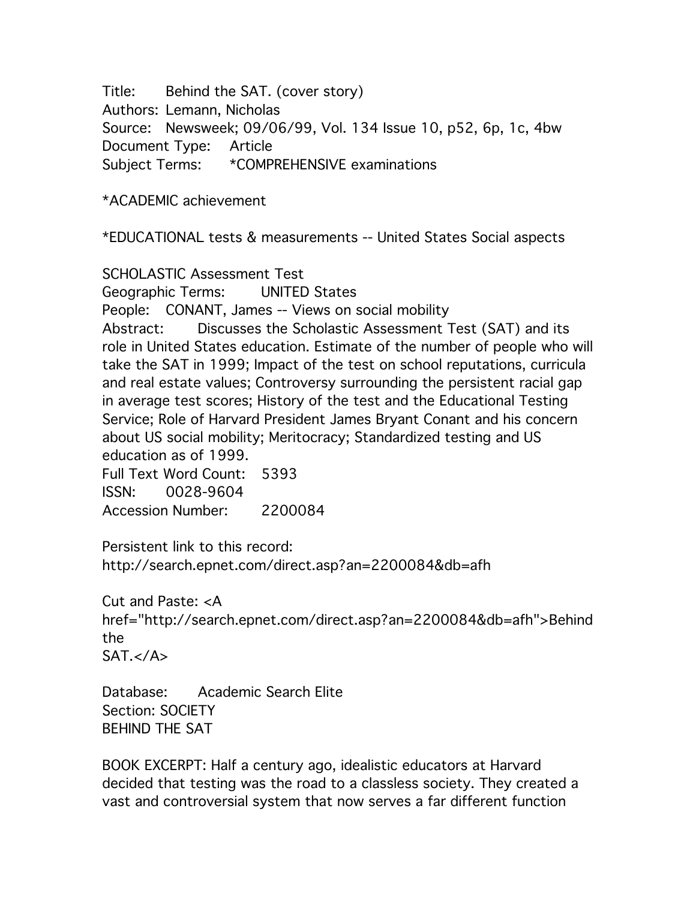Title: Behind the SAT. (cover story)
Authors: Lemann, Nicholas
Source: Newsweek; 09/06/99, Vol. 134 Issue 10, p52, 6p, 1c, 4bw
Document Type: Article
Subject Terms: *COMPREHENSIVE examinations

*ACADEMIC achievement

*EDUCATIONAL tests & measurements -- United States Social aspects

SCHOLASTIC Assessment Test
Geographic Terms: UNITED States
People: CONANT, James -- Views on social mobility
Abstract: Discusses the Scholastic Assessment Test (SAT) and its role in United States education. Estimate of the number of people who will take the SAT in 1999; Impact of the test on school reputations, curricula and real estate values; Controversy surrounding the persistent racial gap in average test scores; History of the test and the Educational Testing Service; Role of Harvard President James Bryant Conant and his concern about US social mobility; Meritocracy; Standardized testing and US education as of 1999.
Full Text Word Count: 5393
ISSN: 0028-9604
Accession Number: 2200084

Persistent link to this record:
http://search.epnet.com/direct.asp?an=2200084&db=afh

Cut and Paste: <A href="http://search.epnet.com/direct.asp?an=2200084&db=afh">Behind the SAT.</A>

Database: Academic Search Elite
Section: SOCIETY
BEHIND THE SAT

BOOK EXCERPT: Half a century ago, idealistic educators at Harvard decided that testing was the road to a classless society. They created a vast and controversial system that now serves a far different function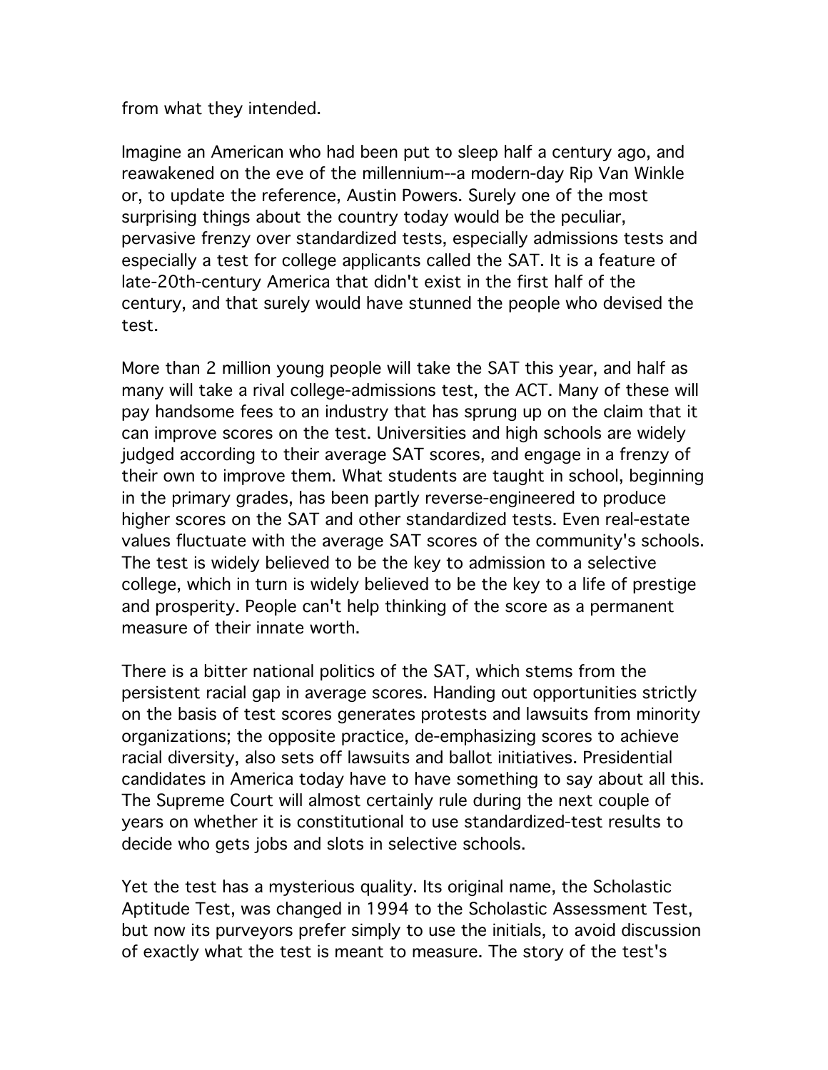from what they intended.

Imagine an American who had been put to sleep half a century ago, and reawakened on the eve of the millennium--a modern-day Rip Van Winkle or, to update the reference, Austin Powers. Surely one of the most surprising things about the country today would be the peculiar, pervasive frenzy over standardized tests, especially admissions tests and especially a test for college applicants called the SAT. It is a feature of late-20th-century America that didn't exist in the first half of the century, and that surely would have stunned the people who devised the test.

More than 2 million young people will take the SAT this year, and half as many will take a rival college-admissions test, the ACT. Many of these will pay handsome fees to an industry that has sprung up on the claim that it can improve scores on the test. Universities and high schools are widely judged according to their average SAT scores, and engage in a frenzy of their own to improve them. What students are taught in school, beginning in the primary grades, has been partly reverse-engineered to produce higher scores on the SAT and other standardized tests. Even real-estate values fluctuate with the average SAT scores of the community's schools. The test is widely believed to be the key to admission to a selective college, which in turn is widely believed to be the key to a life of prestige and prosperity. People can't help thinking of the score as a permanent measure of their innate worth.

There is a bitter national politics of the SAT, which stems from the persistent racial gap in average scores. Handing out opportunities strictly on the basis of test scores generates protests and lawsuits from minority organizations; the opposite practice, de-emphasizing scores to achieve racial diversity, also sets off lawsuits and ballot initiatives. Presidential candidates in America today have to have something to say about all this. The Supreme Court will almost certainly rule during the next couple of years on whether it is constitutional to use standardized-test results to decide who gets jobs and slots in selective schools.

Yet the test has a mysterious quality. Its original name, the Scholastic Aptitude Test, was changed in 1994 to the Scholastic Assessment Test, but now its purveyors prefer simply to use the initials, to avoid discussion of exactly what the test is meant to measure. The story of the test's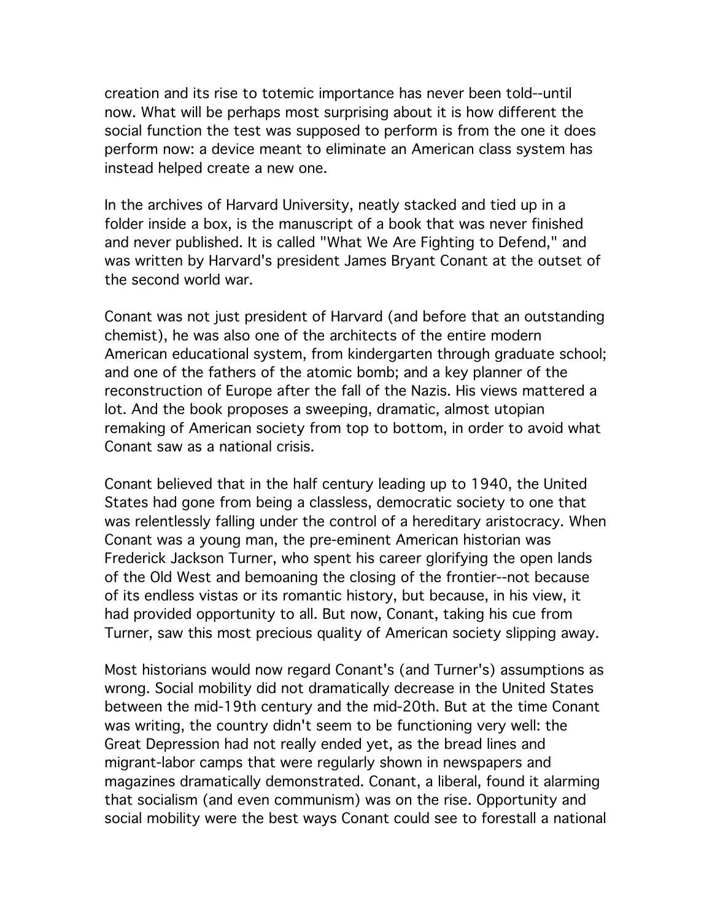creation and its rise to totemic importance has never been told--until now. What will be perhaps most surprising about it is how different the social function the test was supposed to perform is from the one it does perform now: a device meant to eliminate an American class system has instead helped create a new one.

In the archives of Harvard University, neatly stacked and tied up in a folder inside a box, is the manuscript of a book that was never finished and never published. It is called "What We Are Fighting to Defend," and was written by Harvard's president James Bryant Conant at the outset of the second world war.

Conant was not just president of Harvard (and before that an outstanding chemist), he was also one of the architects of the entire modern American educational system, from kindergarten through graduate school; and one of the fathers of the atomic bomb; and a key planner of the reconstruction of Europe after the fall of the Nazis. His views mattered a lot. And the book proposes a sweeping, dramatic, almost utopian remaking of American society from top to bottom, in order to avoid what Conant saw as a national crisis.

Conant believed that in the half century leading up to 1940, the United States had gone from being a classless, democratic society to one that was relentlessly falling under the control of a hereditary aristocracy. When Conant was a young man, the pre-eminent American historian was Frederick Jackson Turner, who spent his career glorifying the open lands of the Old West and bemoaning the closing of the frontier--not because of its endless vistas or its romantic history, but because, in his view, it had provided opportunity to all. But now, Conant, taking his cue from Turner, saw this most precious quality of American society slipping away.

Most historians would now regard Conant's (and Turner's) assumptions as wrong. Social mobility did not dramatically decrease in the United States between the mid-19th century and the mid-20th. But at the time Conant was writing, the country didn't seem to be functioning very well: the Great Depression had not really ended yet, as the bread lines and migrant-labor camps that were regularly shown in newspapers and magazines dramatically demonstrated. Conant, a liberal, found it alarming that socialism (and even communism) was on the rise. Opportunity and social mobility were the best ways Conant could see to forestall a national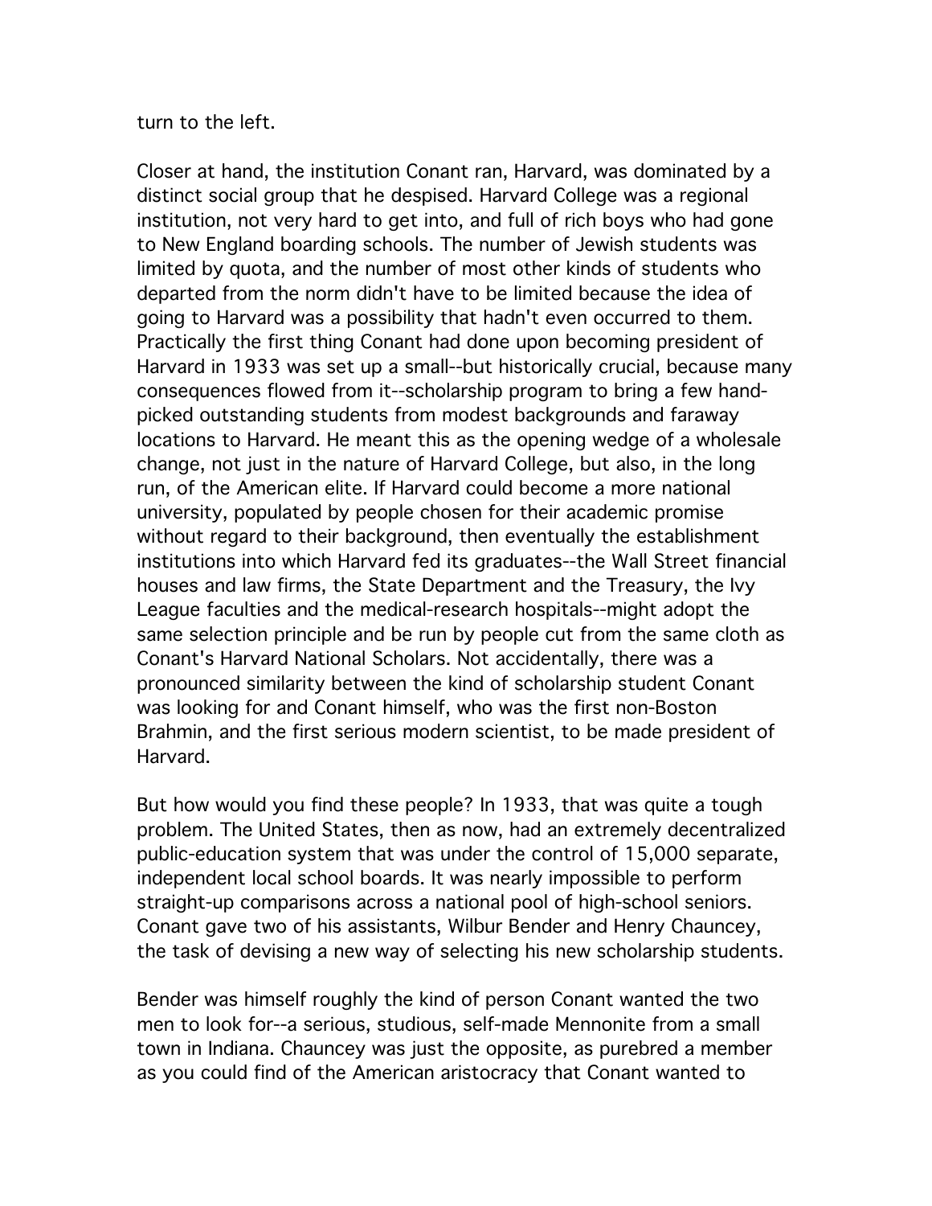turn to the left.

Closer at hand, the institution Conant ran, Harvard, was dominated by a distinct social group that he despised. Harvard College was a regional institution, not very hard to get into, and full of rich boys who had gone to New England boarding schools. The number of Jewish students was limited by quota, and the number of most other kinds of students who departed from the norm didn't have to be limited because the idea of going to Harvard was a possibility that hadn't even occurred to them. Practically the first thing Conant had done upon becoming president of Harvard in 1933 was set up a small--but historically crucial, because many consequences flowed from it--scholarship program to bring a few hand-picked outstanding students from modest backgrounds and faraway locations to Harvard. He meant this as the opening wedge of a wholesale change, not just in the nature of Harvard College, but also, in the long run, of the American elite. If Harvard could become a more national university, populated by people chosen for their academic promise without regard to their background, then eventually the establishment institutions into which Harvard fed its graduates--the Wall Street financial houses and law firms, the State Department and the Treasury, the Ivy League faculties and the medical-research hospitals--might adopt the same selection principle and be run by people cut from the same cloth as Conant's Harvard National Scholars. Not accidentally, there was a pronounced similarity between the kind of scholarship student Conant was looking for and Conant himself, who was the first non-Boston Brahmin, and the first serious modern scientist, to be made president of Harvard.

But how would you find these people? In 1933, that was quite a tough problem. The United States, then as now, had an extremely decentralized public-education system that was under the control of 15,000 separate, independent local school boards. It was nearly impossible to perform straight-up comparisons across a national pool of high-school seniors. Conant gave two of his assistants, Wilbur Bender and Henry Chauncey, the task of devising a new way of selecting his new scholarship students.

Bender was himself roughly the kind of person Conant wanted the two men to look for--a serious, studious, self-made Mennonite from a small town in Indiana. Chauncey was just the opposite, as purebred a member as you could find of the American aristocracy that Conant wanted to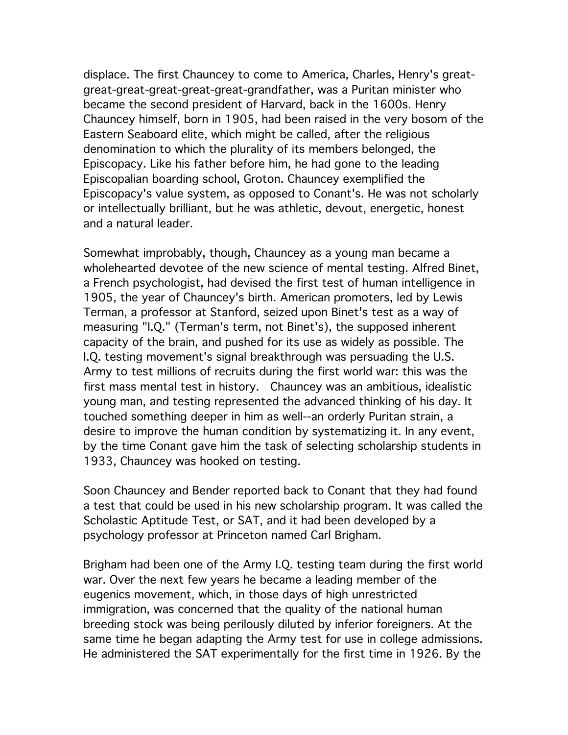displace. The first Chauncey to come to America, Charles, Henry's great-great-great-great-great-great-grandfather, was a Puritan minister who became the second president of Harvard, back in the 1600s. Henry Chauncey himself, born in 1905, had been raised in the very bosom of the Eastern Seaboard elite, which might be called, after the religious denomination to which the plurality of its members belonged, the Episcopacy. Like his father before him, he had gone to the leading Episcopalian boarding school, Groton. Chauncey exemplified the Episcopacy's value system, as opposed to Conant's. He was not scholarly or intellectually brilliant, but he was athletic, devout, energetic, honest and a natural leader.

Somewhat improbably, though, Chauncey as a young man became a wholehearted devotee of the new science of mental testing. Alfred Binet, a French psychologist, had devised the first test of human intelligence in 1905, the year of Chauncey's birth. American promoters, led by Lewis Terman, a professor at Stanford, seized upon Binet's test as a way of measuring "I.Q." (Terman's term, not Binet's), the supposed inherent capacity of the brain, and pushed for its use as widely as possible. The I.Q. testing movement's signal breakthrough was persuading the U.S. Army to test millions of recruits during the first world war: this was the first mass mental test in history. Chauncey was an ambitious, idealistic young man, and testing represented the advanced thinking of his day. It touched something deeper in him as well--an orderly Puritan strain, a desire to improve the human condition by systematizing it. In any event, by the time Conant gave him the task of selecting scholarship students in 1933, Chauncey was hooked on testing.

Soon Chauncey and Bender reported back to Conant that they had found a test that could be used in his new scholarship program. It was called the Scholastic Aptitude Test, or SAT, and it had been developed by a psychology professor at Princeton named Carl Brigham.

Brigham had been one of the Army I.Q. testing team during the first world war. Over the next few years he became a leading member of the eugenics movement, which, in those days of high unrestricted immigration, was concerned that the quality of the national human breeding stock was being perilously diluted by inferior foreigners. At the same time he began adapting the Army test for use in college admissions. He administered the SAT experimentally for the first time in 1926. By the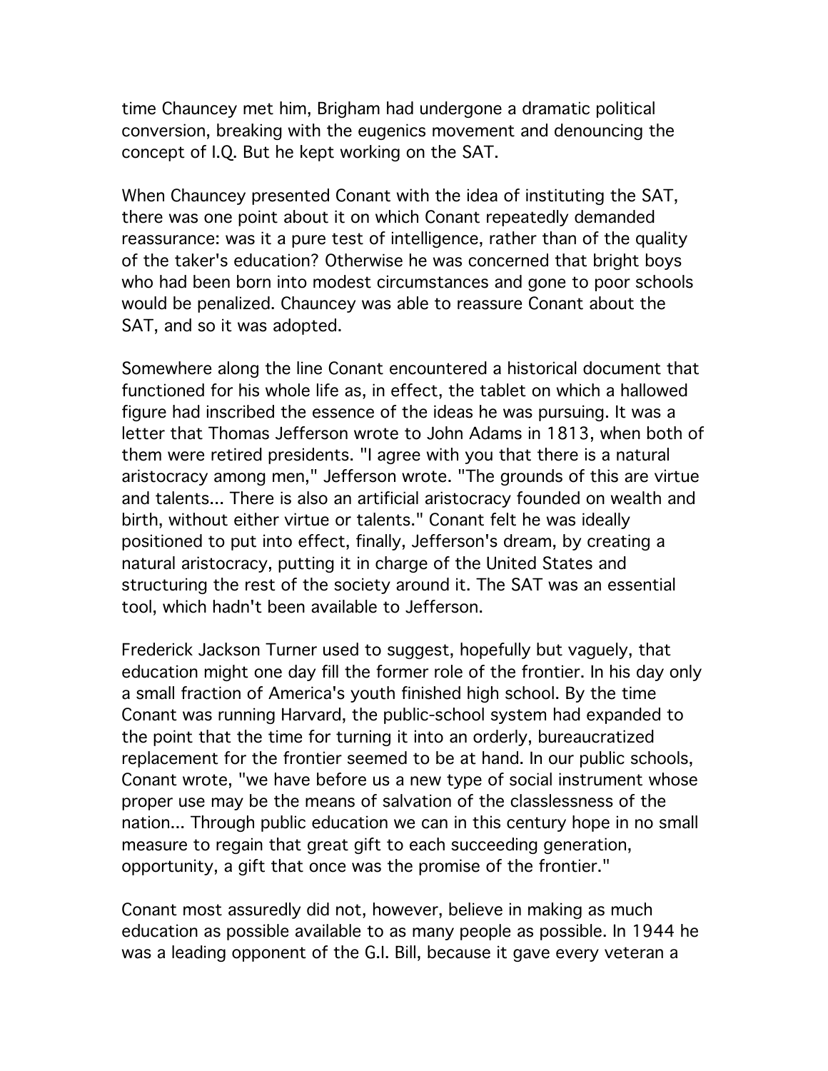time Chauncey met him, Brigham had undergone a dramatic political conversion, breaking with the eugenics movement and denouncing the concept of I.Q. But he kept working on the SAT.

When Chauncey presented Conant with the idea of instituting the SAT, there was one point about it on which Conant repeatedly demanded reassurance: was it a pure test of intelligence, rather than of the quality of the taker's education? Otherwise he was concerned that bright boys who had been born into modest circumstances and gone to poor schools would be penalized. Chauncey was able to reassure Conant about the SAT, and so it was adopted.

Somewhere along the line Conant encountered a historical document that functioned for his whole life as, in effect, the tablet on which a hallowed figure had inscribed the essence of the ideas he was pursuing. It was a letter that Thomas Jefferson wrote to John Adams in 1813, when both of them were retired presidents. "I agree with you that there is a natural aristocracy among men," Jefferson wrote. "The grounds of this are virtue and talents... There is also an artificial aristocracy founded on wealth and birth, without either virtue or talents." Conant felt he was ideally positioned to put into effect, finally, Jefferson's dream, by creating a natural aristocracy, putting it in charge of the United States and structuring the rest of the society around it. The SAT was an essential tool, which hadn't been available to Jefferson.

Frederick Jackson Turner used to suggest, hopefully but vaguely, that education might one day fill the former role of the frontier. In his day only a small fraction of America's youth finished high school. By the time Conant was running Harvard, the public-school system had expanded to the point that the time for turning it into an orderly, bureaucratized replacement for the frontier seemed to be at hand. In our public schools, Conant wrote, "we have before us a new type of social instrument whose proper use may be the means of salvation of the classlessness of the nation... Through public education we can in this century hope in no small measure to regain that great gift to each succeeding generation, opportunity, a gift that once was the promise of the frontier."

Conant most assuredly did not, however, believe in making as much education as possible available to as many people as possible. In 1944 he was a leading opponent of the G.I. Bill, because it gave every veteran a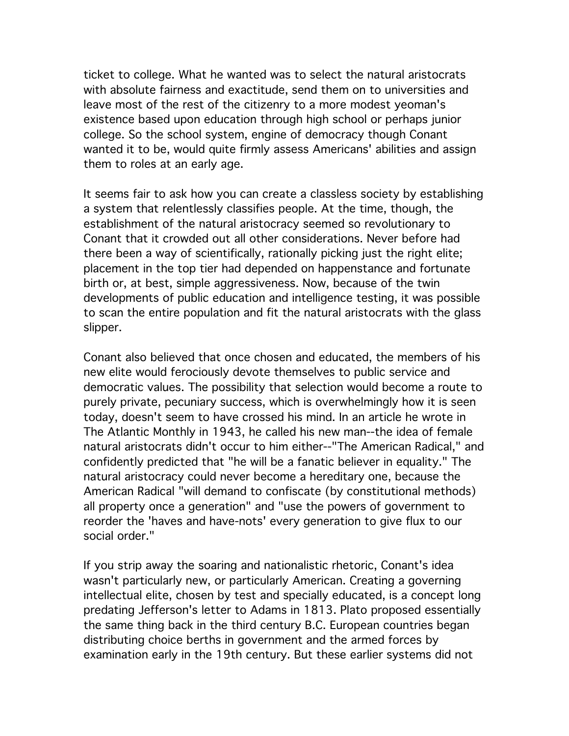ticket to college. What he wanted was to select the natural aristocrats with absolute fairness and exactitude, send them on to universities and leave most of the rest of the citizenry to a more modest yeoman's existence based upon education through high school or perhaps junior college. So the school system, engine of democracy though Conant wanted it to be, would quite firmly assess Americans' abilities and assign them to roles at an early age.

It seems fair to ask how you can create a classless society by establishing a system that relentlessly classifies people. At the time, though, the establishment of the natural aristocracy seemed so revolutionary to Conant that it crowded out all other considerations. Never before had there been a way of scientifically, rationally picking just the right elite; placement in the top tier had depended on happenstance and fortunate birth or, at best, simple aggressiveness. Now, because of the twin developments of public education and intelligence testing, it was possible to scan the entire population and fit the natural aristocrats with the glass slipper.

Conant also believed that once chosen and educated, the members of his new elite would ferociously devote themselves to public service and democratic values. The possibility that selection would become a route to purely private, pecuniary success, which is overwhelmingly how it is seen today, doesn't seem to have crossed his mind. In an article he wrote in The Atlantic Monthly in 1943, he called his new man--the idea of female natural aristocrats didn't occur to him either--"The American Radical," and confidently predicted that "he will be a fanatic believer in equality." The natural aristocracy could never become a hereditary one, because the American Radical "will demand to confiscate (by constitutional methods) all property once a generation" and "use the powers of government to reorder the 'haves and have-nots' every generation to give flux to our social order."

If you strip away the soaring and nationalistic rhetoric, Conant's idea wasn't particularly new, or particularly American. Creating a governing intellectual elite, chosen by test and specially educated, is a concept long predating Jefferson's letter to Adams in 1813. Plato proposed essentially the same thing back in the third century B.C. European countries began distributing choice berths in government and the armed forces by examination early in the 19th century. But these earlier systems did not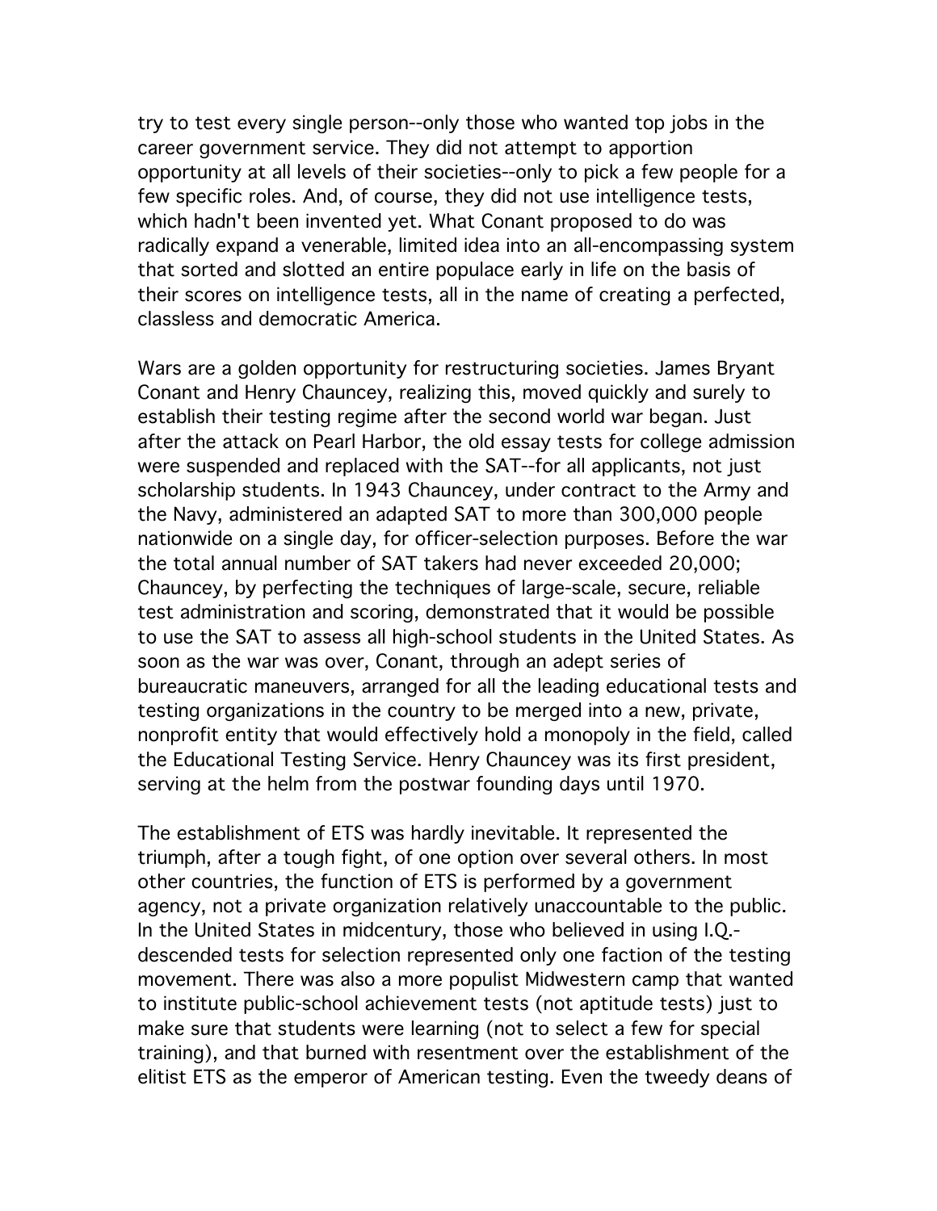try to test every single person--only those who wanted top jobs in the career government service. They did not attempt to apportion opportunity at all levels of their societies--only to pick a few people for a few specific roles. And, of course, they did not use intelligence tests, which hadn't been invented yet. What Conant proposed to do was radically expand a venerable, limited idea into an all-encompassing system that sorted and slotted an entire populace early in life on the basis of their scores on intelligence tests, all in the name of creating a perfected, classless and democratic America.

Wars are a golden opportunity for restructuring societies. James Bryant Conant and Henry Chauncey, realizing this, moved quickly and surely to establish their testing regime after the second world war began. Just after the attack on Pearl Harbor, the old essay tests for college admission were suspended and replaced with the SAT--for all applicants, not just scholarship students. In 1943 Chauncey, under contract to the Army and the Navy, administered an adapted SAT to more than 300,000 people nationwide on a single day, for officer-selection purposes. Before the war the total annual number of SAT takers had never exceeded 20,000; Chauncey, by perfecting the techniques of large-scale, secure, reliable test administration and scoring, demonstrated that it would be possible to use the SAT to assess all high-school students in the United States. As soon as the war was over, Conant, through an adept series of bureaucratic maneuvers, arranged for all the leading educational tests and testing organizations in the country to be merged into a new, private, nonprofit entity that would effectively hold a monopoly in the field, called the Educational Testing Service. Henry Chauncey was its first president, serving at the helm from the postwar founding days until 1970.

The establishment of ETS was hardly inevitable. It represented the triumph, after a tough fight, of one option over several others. In most other countries, the function of ETS is performed by a government agency, not a private organization relatively unaccountable to the public. In the United States in midcentury, those who believed in using I.Q.-descended tests for selection represented only one faction of the testing movement. There was also a more populist Midwestern camp that wanted to institute public-school achievement tests (not aptitude tests) just to make sure that students were learning (not to select a few for special training), and that burned with resentment over the establishment of the elitist ETS as the emperor of American testing. Even the tweedy deans of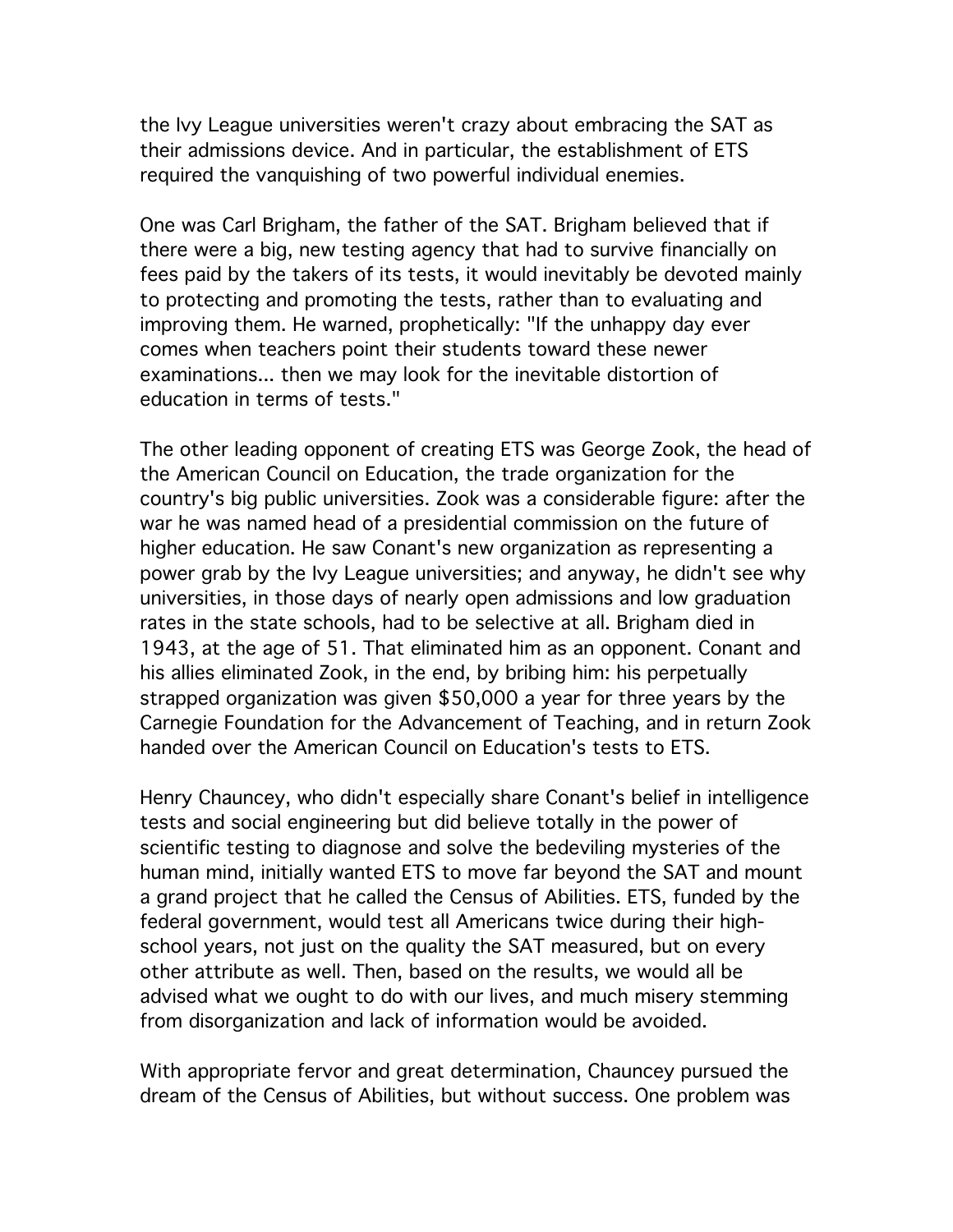the Ivy League universities weren't crazy about embracing the SAT as their admissions device. And in particular, the establishment of ETS required the vanquishing of two powerful individual enemies.

One was Carl Brigham, the father of the SAT. Brigham believed that if there were a big, new testing agency that had to survive financially on fees paid by the takers of its tests, it would inevitably be devoted mainly to protecting and promoting the tests, rather than to evaluating and improving them. He warned, prophetically: "If the unhappy day ever comes when teachers point their students toward these newer examinations... then we may look for the inevitable distortion of education in terms of tests."

The other leading opponent of creating ETS was George Zook, the head of the American Council on Education, the trade organization for the country's big public universities. Zook was a considerable figure: after the war he was named head of a presidential commission on the future of higher education. He saw Conant's new organization as representing a power grab by the Ivy League universities; and anyway, he didn't see why universities, in those days of nearly open admissions and low graduation rates in the state schools, had to be selective at all. Brigham died in 1943, at the age of 51. That eliminated him as an opponent. Conant and his allies eliminated Zook, in the end, by bribing him: his perpetually strapped organization was given $50,000 a year for three years by the Carnegie Foundation for the Advancement of Teaching, and in return Zook handed over the American Council on Education's tests to ETS.

Henry Chauncey, who didn't especially share Conant's belief in intelligence tests and social engineering but did believe totally in the power of scientific testing to diagnose and solve the bedeviling mysteries of the human mind, initially wanted ETS to move far beyond the SAT and mount a grand project that he called the Census of Abilities. ETS, funded by the federal government, would test all Americans twice during their high-school years, not just on the quality the SAT measured, but on every other attribute as well. Then, based on the results, we would all be advised what we ought to do with our lives, and much misery stemming from disorganization and lack of information would be avoided.

With appropriate fervor and great determination, Chauncey pursued the dream of the Census of Abilities, but without success. One problem was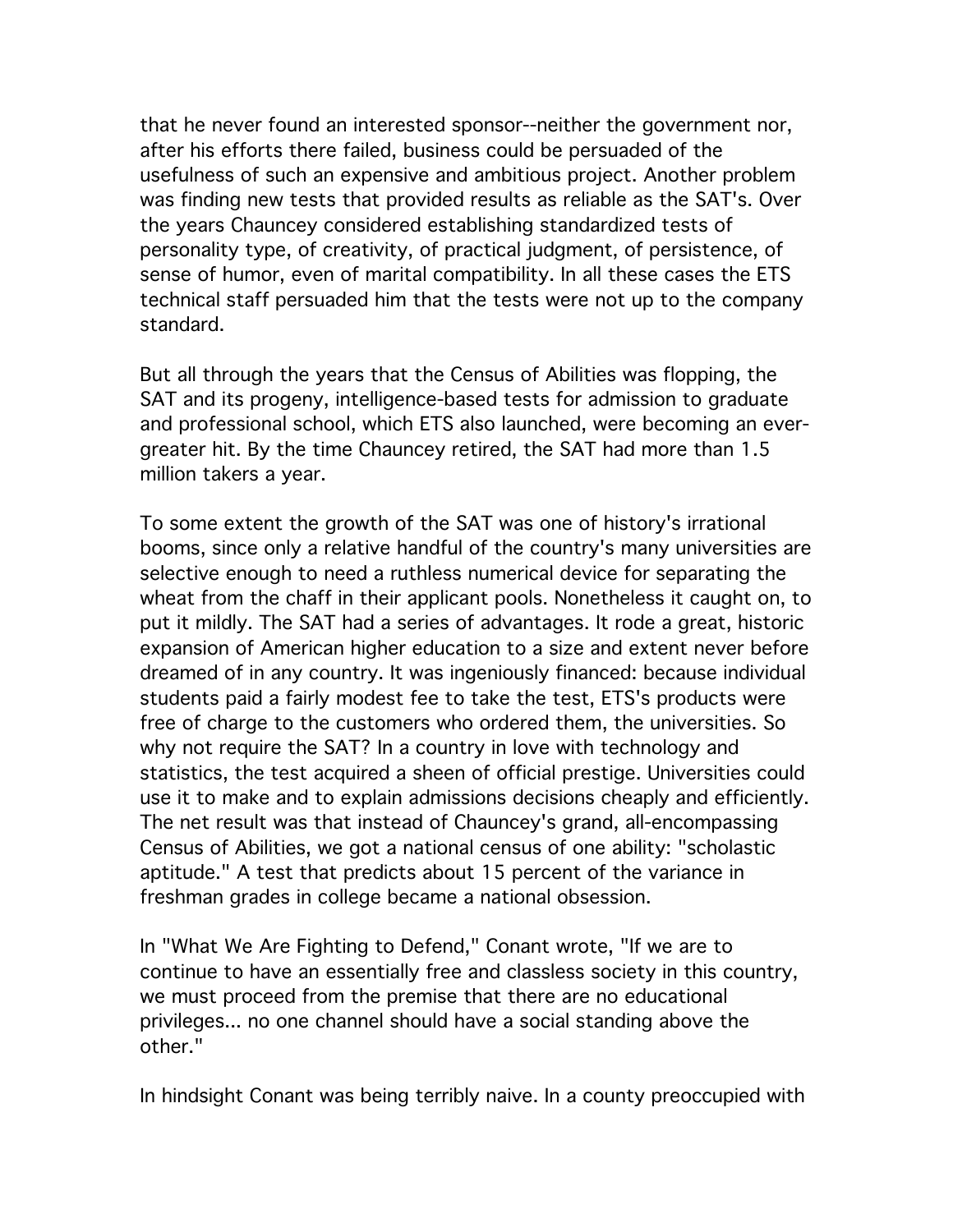that he never found an interested sponsor--neither the government nor, after his efforts there failed, business could be persuaded of the usefulness of such an expensive and ambitious project. Another problem was finding new tests that provided results as reliable as the SAT's. Over the years Chauncey considered establishing standardized tests of personality type, of creativity, of practical judgment, of persistence, of sense of humor, even of marital compatibility. In all these cases the ETS technical staff persuaded him that the tests were not up to the company standard.

But all through the years that the Census of Abilities was flopping, the SAT and its progeny, intelligence-based tests for admission to graduate and professional school, which ETS also launched, were becoming an ever-greater hit. By the time Chauncey retired, the SAT had more than 1.5 million takers a year.

To some extent the growth of the SAT was one of history's irrational booms, since only a relative handful of the country's many universities are selective enough to need a ruthless numerical device for separating the wheat from the chaff in their applicant pools. Nonetheless it caught on, to put it mildly. The SAT had a series of advantages. It rode a great, historic expansion of American higher education to a size and extent never before dreamed of in any country. It was ingeniously financed: because individual students paid a fairly modest fee to take the test, ETS's products were free of charge to the customers who ordered them, the universities. So why not require the SAT? In a country in love with technology and statistics, the test acquired a sheen of official prestige. Universities could use it to make and to explain admissions decisions cheaply and efficiently. The net result was that instead of Chauncey's grand, all-encompassing Census of Abilities, we got a national census of one ability: "scholastic aptitude." A test that predicts about 15 percent of the variance in freshman grades in college became a national obsession.

In "What We Are Fighting to Defend," Conant wrote, "If we are to continue to have an essentially free and classless society in this country, we must proceed from the premise that there are no educational privileges... no one channel should have a social standing above the other."

In hindsight Conant was being terribly naive. In a county preoccupied with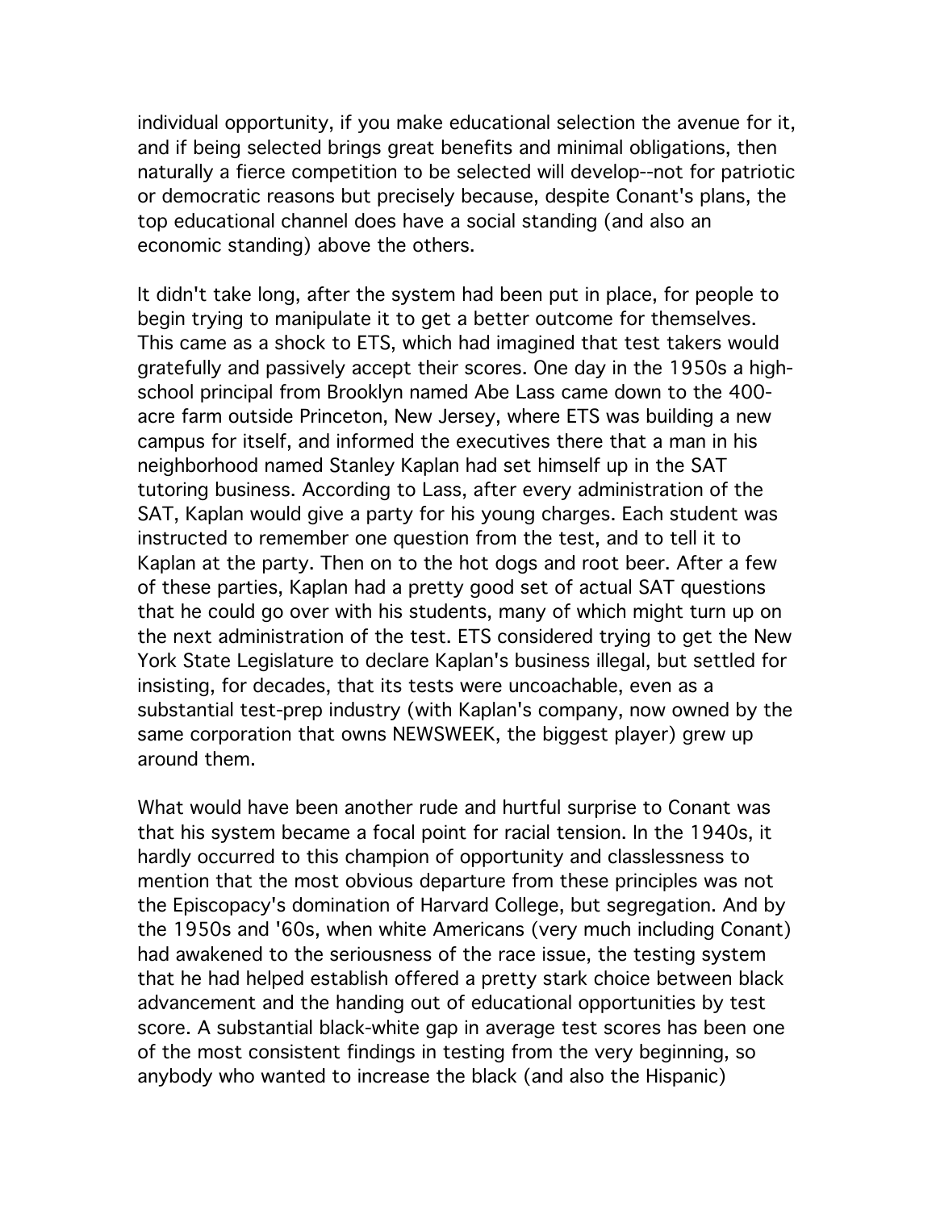individual opportunity, if you make educational selection the avenue for it, and if being selected brings great benefits and minimal obligations, then naturally a fierce competition to be selected will develop--not for patriotic or democratic reasons but precisely because, despite Conant's plans, the top educational channel does have a social standing (and also an economic standing) above the others.

It didn't take long, after the system had been put in place, for people to begin trying to manipulate it to get a better outcome for themselves. This came as a shock to ETS, which had imagined that test takers would gratefully and passively accept their scores. One day in the 1950s a high-school principal from Brooklyn named Abe Lass came down to the 400-acre farm outside Princeton, New Jersey, where ETS was building a new campus for itself, and informed the executives there that a man in his neighborhood named Stanley Kaplan had set himself up in the SAT tutoring business. According to Lass, after every administration of the SAT, Kaplan would give a party for his young charges. Each student was instructed to remember one question from the test, and to tell it to Kaplan at the party. Then on to the hot dogs and root beer. After a few of these parties, Kaplan had a pretty good set of actual SAT questions that he could go over with his students, many of which might turn up on the next administration of the test. ETS considered trying to get the New York State Legislature to declare Kaplan's business illegal, but settled for insisting, for decades, that its tests were uncoachable, even as a substantial test-prep industry (with Kaplan's company, now owned by the same corporation that owns NEWSWEEK, the biggest player) grew up around them.

What would have been another rude and hurtful surprise to Conant was that his system became a focal point for racial tension. In the 1940s, it hardly occurred to this champion of opportunity and classlessness to mention that the most obvious departure from these principles was not the Episcopacy's domination of Harvard College, but segregation. And by the 1950s and '60s, when white Americans (very much including Conant) had awakened to the seriousness of the race issue, the testing system that he had helped establish offered a pretty stark choice between black advancement and the handing out of educational opportunities by test score. A substantial black-white gap in average test scores has been one of the most consistent findings in testing from the very beginning, so anybody who wanted to increase the black (and also the Hispanic)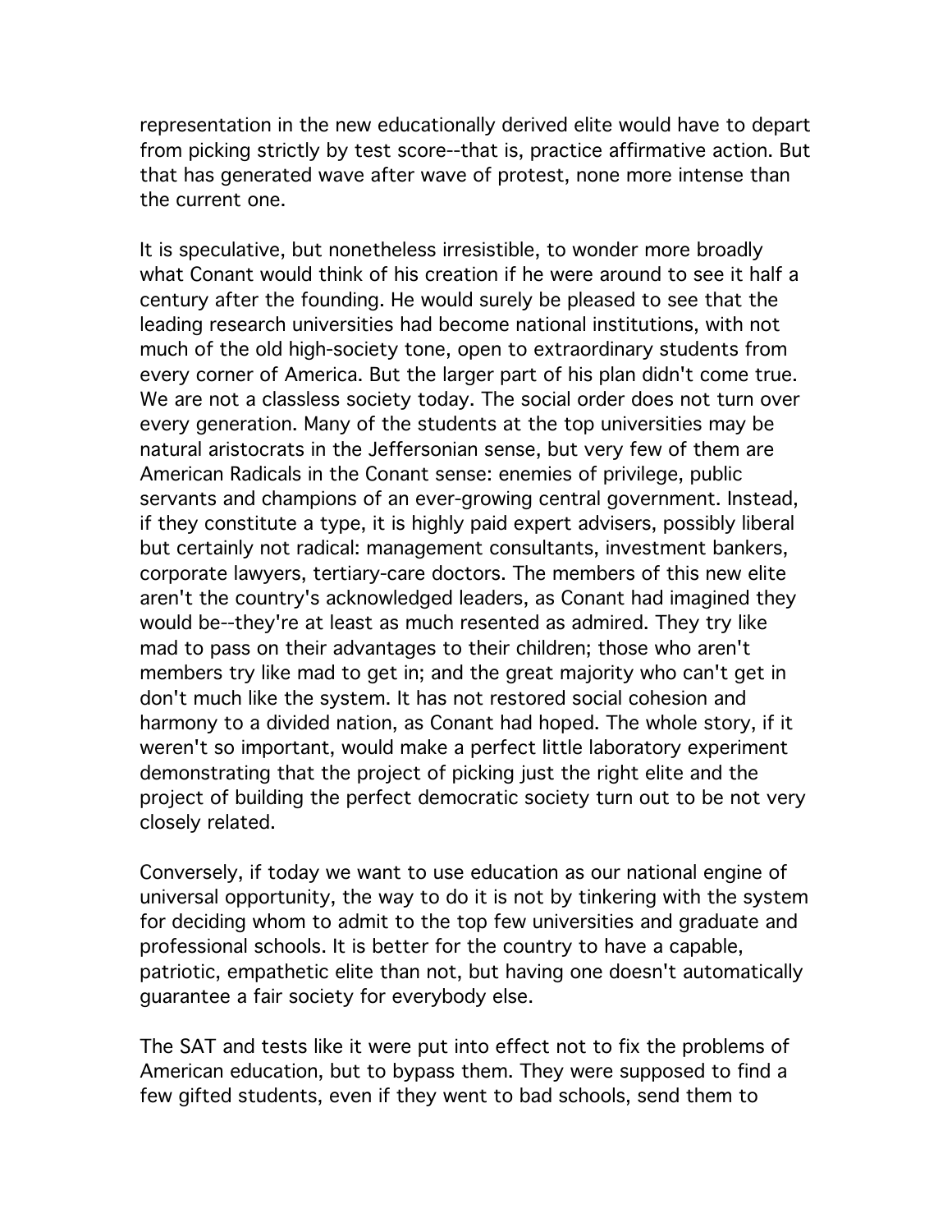representation in the new educationally derived elite would have to depart from picking strictly by test score--that is, practice affirmative action. But that has generated wave after wave of protest, none more intense than the current one.

It is speculative, but nonetheless irresistible, to wonder more broadly what Conant would think of his creation if he were around to see it half a century after the founding. He would surely be pleased to see that the leading research universities had become national institutions, with not much of the old high-society tone, open to extraordinary students from every corner of America. But the larger part of his plan didn't come true. We are not a classless society today. The social order does not turn over every generation. Many of the students at the top universities may be natural aristocrats in the Jeffersonian sense, but very few of them are American Radicals in the Conant sense: enemies of privilege, public servants and champions of an ever-growing central government. Instead, if they constitute a type, it is highly paid expert advisers, possibly liberal but certainly not radical: management consultants, investment bankers, corporate lawyers, tertiary-care doctors. The members of this new elite aren't the country's acknowledged leaders, as Conant had imagined they would be--they're at least as much resented as admired. They try like mad to pass on their advantages to their children; those who aren't members try like mad to get in; and the great majority who can't get in don't much like the system. It has not restored social cohesion and harmony to a divided nation, as Conant had hoped. The whole story, if it weren't so important, would make a perfect little laboratory experiment demonstrating that the project of picking just the right elite and the project of building the perfect democratic society turn out to be not very closely related.

Conversely, if today we want to use education as our national engine of universal opportunity, the way to do it is not by tinkering with the system for deciding whom to admit to the top few universities and graduate and professional schools. It is better for the country to have a capable, patriotic, empathetic elite than not, but having one doesn't automatically guarantee a fair society for everybody else.

The SAT and tests like it were put into effect not to fix the problems of American education, but to bypass them. They were supposed to find a few gifted students, even if they went to bad schools, send them to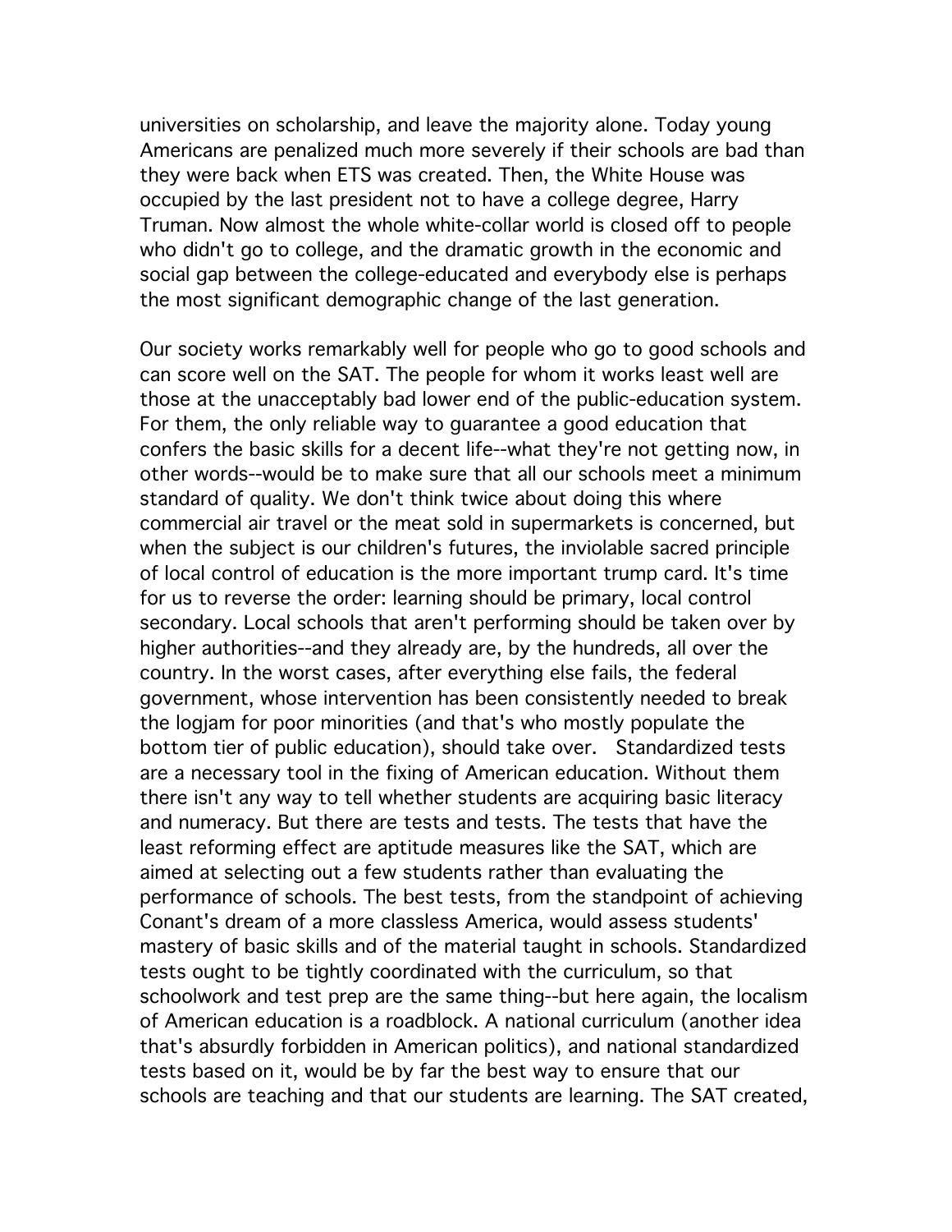universities on scholarship, and leave the majority alone. Today young Americans are penalized much more severely if their schools are bad than they were back when ETS was created. Then, the White House was occupied by the last president not to have a college degree, Harry Truman. Now almost the whole white-collar world is closed off to people who didn't go to college, and the dramatic growth in the economic and social gap between the college-educated and everybody else is perhaps the most significant demographic change of the last generation.

Our society works remarkably well for people who go to good schools and can score well on the SAT. The people for whom it works least well are those at the unacceptably bad lower end of the public-education system. For them, the only reliable way to guarantee a good education that confers the basic skills for a decent life--what they're not getting now, in other words--would be to make sure that all our schools meet a minimum standard of quality. We don't think twice about doing this where commercial air travel or the meat sold in supermarkets is concerned, but when the subject is our children's futures, the inviolable sacred principle of local control of education is the more important trump card. It's time for us to reverse the order: learning should be primary, local control secondary. Local schools that aren't performing should be taken over by higher authorities--and they already are, by the hundreds, all over the country. In the worst cases, after everything else fails, the federal government, whose intervention has been consistently needed to break the logjam for poor minorities (and that's who mostly populate the bottom tier of public education), should take over. Standardized tests are a necessary tool in the fixing of American education. Without them there isn't any way to tell whether students are acquiring basic literacy and numeracy. But there are tests and tests. The tests that have the least reforming effect are aptitude measures like the SAT, which are aimed at selecting out a few students rather than evaluating the performance of schools. The best tests, from the standpoint of achieving Conant's dream of a more classless America, would assess students' mastery of basic skills and of the material taught in schools. Standardized tests ought to be tightly coordinated with the curriculum, so that schoolwork and test prep are the same thing--but here again, the localism of American education is a roadblock. A national curriculum (another idea that's absurdly forbidden in American politics), and national standardized tests based on it, would be by far the best way to ensure that our schools are teaching and that our students are learning. The SAT created,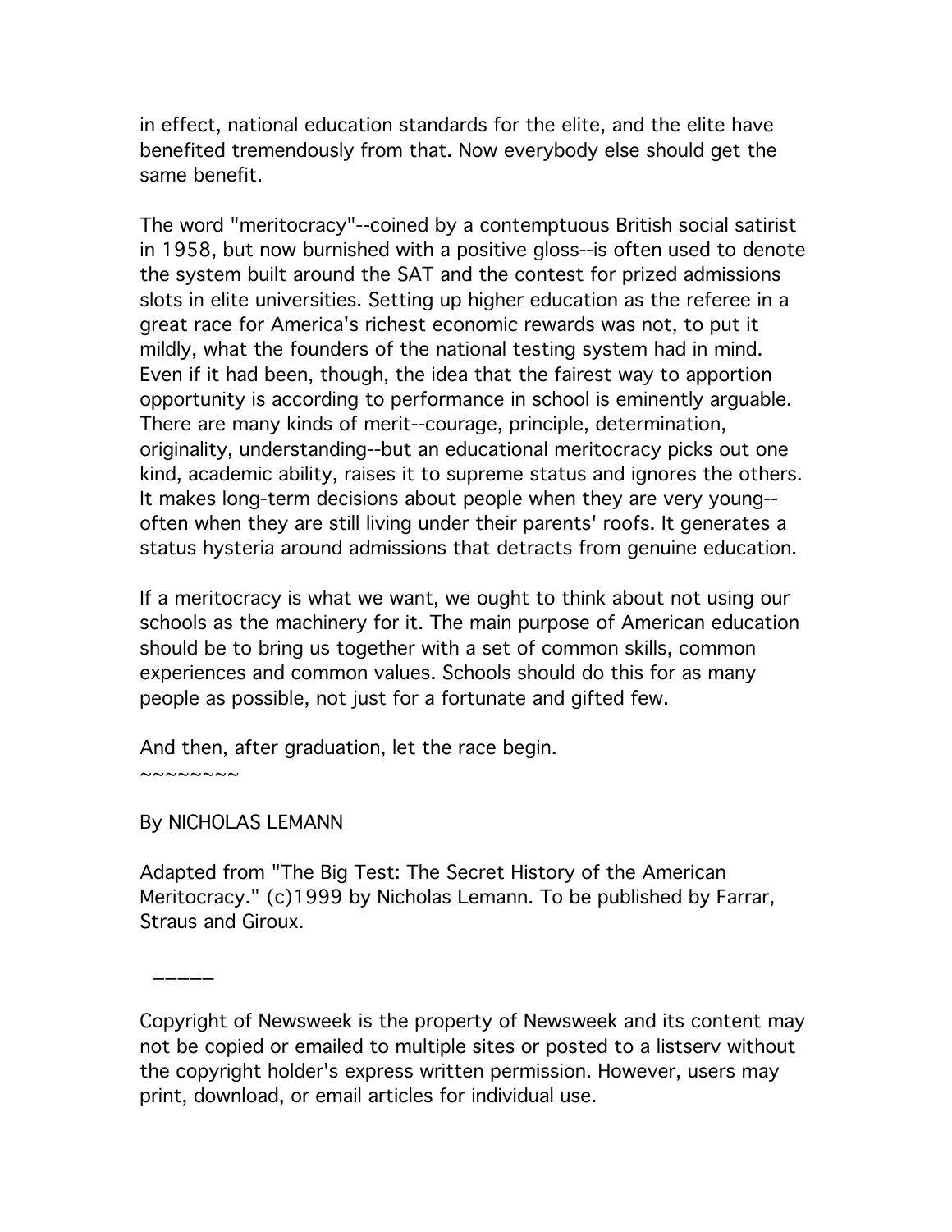in effect, national education standards for the elite, and the elite have benefited tremendously from that. Now everybody else should get the same benefit.

The word "meritocracy"--coined by a contemptuous British social satirist in 1958, but now burnished with a positive gloss--is often used to denote the system built around the SAT and the contest for prized admissions slots in elite universities. Setting up higher education as the referee in a great race for America's richest economic rewards was not, to put it mildly, what the founders of the national testing system had in mind. Even if it had been, though, the idea that the fairest way to apportion opportunity is according to performance in school is eminently arguable. There are many kinds of merit--courage, principle, determination, originality, understanding--but an educational meritocracy picks out one kind, academic ability, raises it to supreme status and ignores the others. It makes long-term decisions about people when they are very young--often when they are still living under their parents' roofs. It generates a status hysteria around admissions that detracts from genuine education.

If a meritocracy is what we want, we ought to think about not using our schools as the machinery for it. The main purpose of American education should be to bring us together with a set of common skills, common experiences and common values. Schools should do this for as many people as possible, not just for a fortunate and gifted few.

And then, after graduation, let the race begin.

~~~~~~~~

By NICHOLAS LEMANN

Adapted from "The Big Test: The Secret History of the American Meritocracy." (c)1999 by Nicholas Lemann. To be published by Farrar, Straus and Giroux.

_____

Copyright of Newsweek is the property of Newsweek and its content may not be copied or emailed to multiple sites or posted to a listserv without the copyright holder's express written permission. However, users may print, download, or email articles for individual use.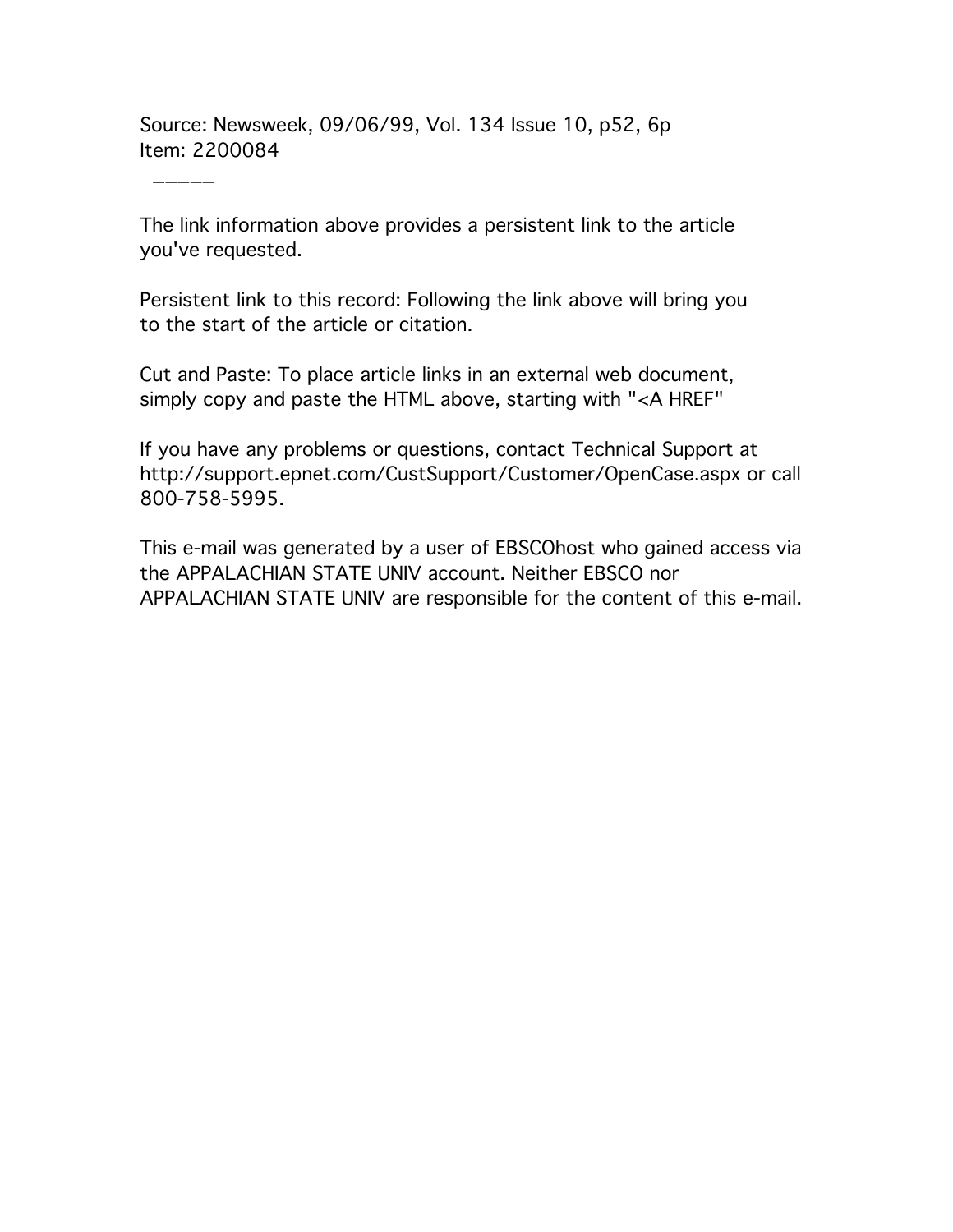Source: Newsweek, 09/06/99, Vol. 134 Issue 10, p52, 6p
Item: 2200084

_____

The link information above provides a persistent link to the article you've requested.

Persistent link to this record: Following the link above will bring you to the start of the article or citation.

Cut and Paste: To place article links in an external web document, simply copy and paste the HTML above, starting with "<A HREF"

If you have any problems or questions, contact Technical Support at http://support.epnet.com/CustSupport/Customer/OpenCase.aspx or call 800-758-5995.

This e-mail was generated by a user of EBSCOhost who gained access via the APPALACHIAN STATE UNIV account. Neither EBSCO nor APPALACHIAN STATE UNIV are responsible for the content of this e-mail.